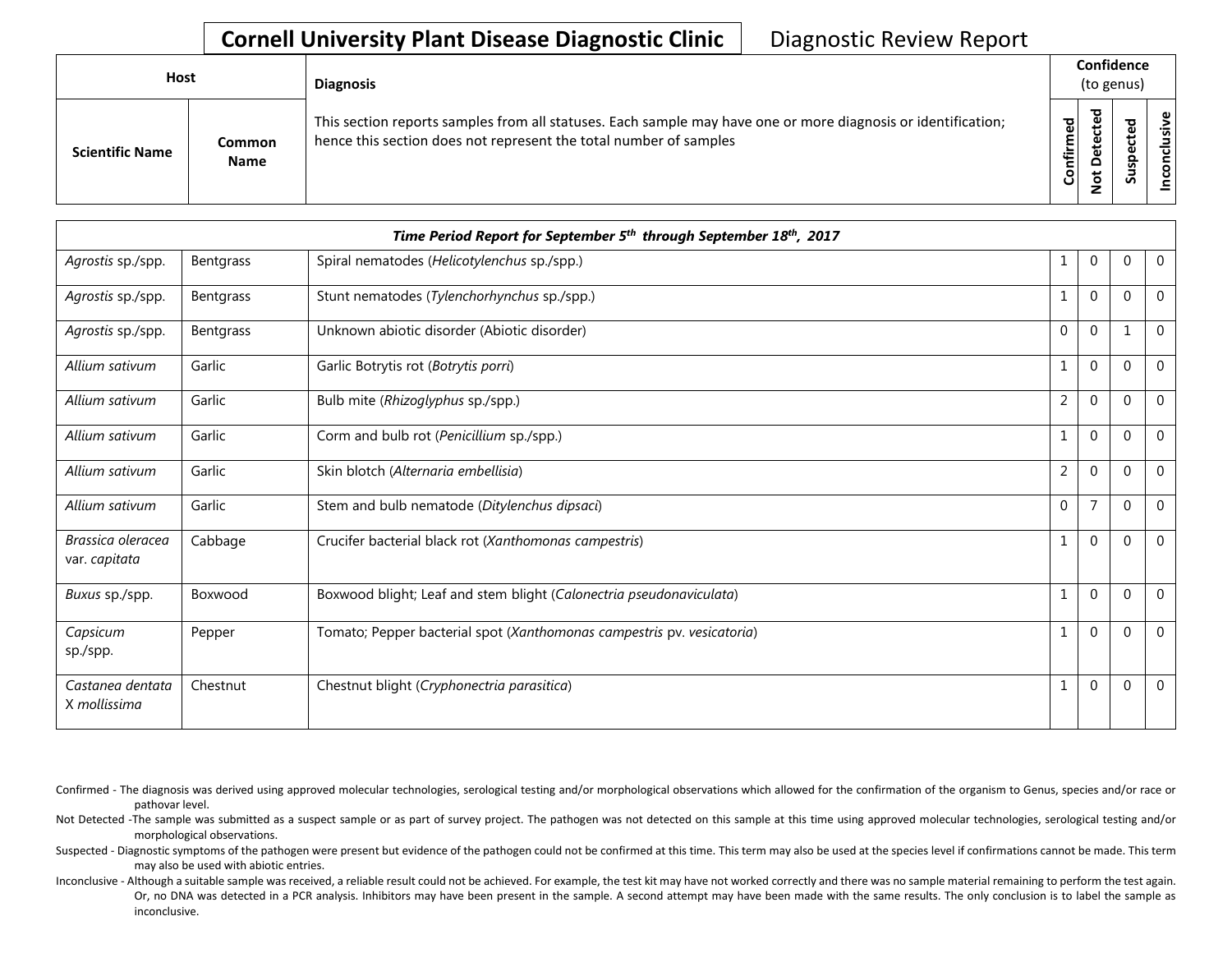# Cornell University Plant Disease Diagnostic Clinic

Diagnostic Review Report

| Host | | Diagnosis | Confidence (to genus) | | | |
|---|---|---|---|---|---|---|
| **Scientific Name** | **Common Name** | This section reports samples from all statuses. Each sample may have one or more diagnosis or identification; hence this section does not represent the total number of samples | **Confirmed** | **Not Detected** | **Suspected** | **Inconclusive** |
| ***Time Period Report for September 5th through September 18th, 2017*** | | | | | | |
| *Agrostis* sp./spp. | Bentgrass | Spiral nematodes (*Helicotylenchus* sp./spp.) | 1 | 0 | 0 | 0 |
| *Agrostis* sp./spp. | Bentgrass | Stunt nematodes (*Tylenchorhynchus* sp./spp.) | 1 | 0 | 0 | 0 |
| *Agrostis* sp./spp. | Bentgrass | Unknown abiotic disorder (Abiotic disorder) | 0 | 0 | 1 | 0 |
| *Allium sativum* | Garlic | Garlic Botrytis rot (*Botrytis porri*) | 1 | 0 | 0 | 0 |
| *Allium sativum* | Garlic | Bulb mite (*Rhizoglyphus* sp./spp.) | 2 | 0 | 0 | 0 |
| *Allium sativum* | Garlic | Corm and bulb rot (*Penicillium* sp./spp.) | 1 | 0 | 0 | 0 |
| *Allium sativum* | Garlic | Skin blotch (*Alternaria embellisia*) | 2 | 0 | 0 | 0 |
| *Allium sativum* | Garlic | Stem and bulb nematode (*Ditylenchus dipsaci*) | 0 | 7 | 0 | 0 |
| *Brassica oleracea* var. *capitata* | Cabbage | Crucifer bacterial black rot (*Xanthomonas campestris*) | 1 | 0 | 0 | 0 |
| *Buxus* sp./spp. | Boxwood | Boxwood blight; Leaf and stem blight (*Calonectria pseudonaviculata*) | 1 | 0 | 0 | 0 |
| *Capsicum* sp./spp. | Pepper | Tomato; Pepper bacterial spot (*Xanthomonas campestris* pv. *vesicatoria*) | 1 | 0 | 0 | 0 |
| *Castanea dentata* X *mollissima* | Chestnut | Chestnut blight (*Cryphonectria parasitica*) | 1 | 0 | 0 | 0 |

Confirmed - The diagnosis was derived using approved molecular technologies, serological testing and/or morphological observations which allowed for the confirmation of the organism to Genus, species and/or race or pathovar level.

Not Detected -The sample was submitted as a suspect sample or as part of survey project. The pathogen was not detected on this sample at this time using approved molecular technologies, serological testing and/or morphological observations.

Suspected - Diagnostic symptoms of the pathogen were present but evidence of the pathogen could not be confirmed at this time. This term may also be used at the species level if confirmations cannot be made. This term may also be used with abiotic entries.

Inconclusive - Although a suitable sample was received, a reliable result could not be achieved. For example, the test kit may have not worked correctly and there was no sample material remaining to perform the test again. Or, no DNA was detected in a PCR analysis. Inhibitors may have been present in the sample. A second attempt may have been made with the same results. The only conclusion is to label the sample as inconclusive.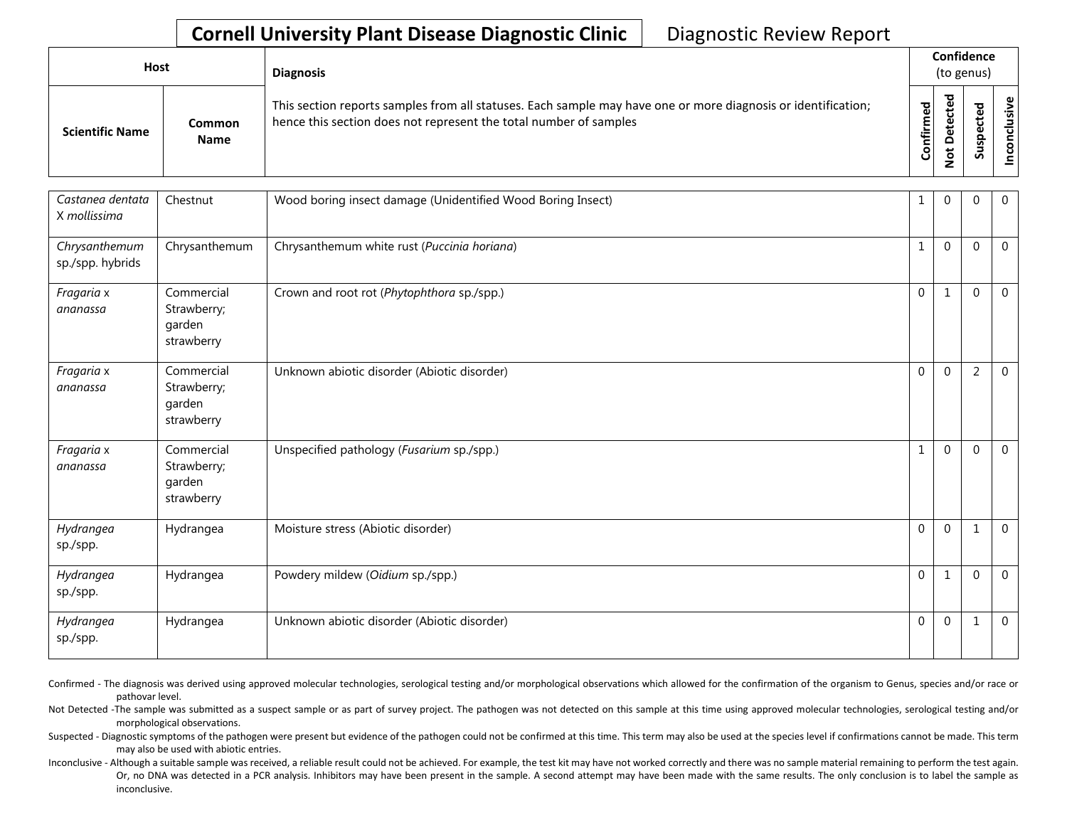**Cornell University Plant Disease Diagnostic Clinic** Diagnostic Review Report

| Host | | Diagnosis | Confidence (to genus) | | | |
|---|---|---|---|---|---|---|
| **Scientific Name** | **Common Name** | This section reports samples from all statuses. Each sample may have one or more diagnosis or identification; hence this section does not represent the total number of samples | **Confirmed** | **Not Detected** | **Suspected** | **Inconclusive** |
| *Castanea dentata* X *mollissima* | Chestnut | Wood boring insect damage (Unidentified Wood Boring Insect) | 1 | 0 | 0 | 0 |
| *Chrysanthemum* sp./spp. hybrids | Chrysanthemum | Chrysanthemum white rust (*Puccinia horiana*) | 1 | 0 | 0 | 0 |
| *Fragaria* x *ananassa* | Commercial Strawberry; garden strawberry | Crown and root rot (*Phytophthora* sp./spp.) | 0 | 1 | 0 | 0 |
| *Fragaria* x *ananassa* | Commercial Strawberry; garden strawberry | Unknown abiotic disorder (Abiotic disorder) | 0 | 0 | 2 | 0 |
| *Fragaria* x *ananassa* | Commercial Strawberry; garden strawberry | Unspecified pathology (*Fusarium* sp./spp.) | 1 | 0 | 0 | 0 |
| *Hydrangea* sp./spp. | Hydrangea | Moisture stress (Abiotic disorder) | 0 | 0 | 1 | 0 |
| *Hydrangea* sp./spp. | Hydrangea | Powdery mildew (*Oidium* sp./spp.) | 0 | 1 | 0 | 0 |
| *Hydrangea* sp./spp. | Hydrangea | Unknown abiotic disorder (Abiotic disorder) | 0 | 0 | 1 | 0 |

Confirmed - The diagnosis was derived using approved molecular technologies, serological testing and/or morphological observations which allowed for the confirmation of the organism to Genus, species and/or race or pathovar level.

Not Detected -The sample was submitted as a suspect sample or as part of survey project. The pathogen was not detected on this sample at this time using approved molecular technologies, serological testing and/or morphological observations.

Suspected - Diagnostic symptoms of the pathogen were present but evidence of the pathogen could not be confirmed at this time. This term may also be used at the species level if confirmations cannot be made. This term may also be used with abiotic entries.

Inconclusive - Although a suitable sample was received, a reliable result could not be achieved. For example, the test kit may have not worked correctly and there was no sample material remaining to perform the test again. Or, no DNA was detected in a PCR analysis. Inhibitors may have been present in the sample. A second attempt may have been made with the same results. The only conclusion is to label the sample as inconclusive.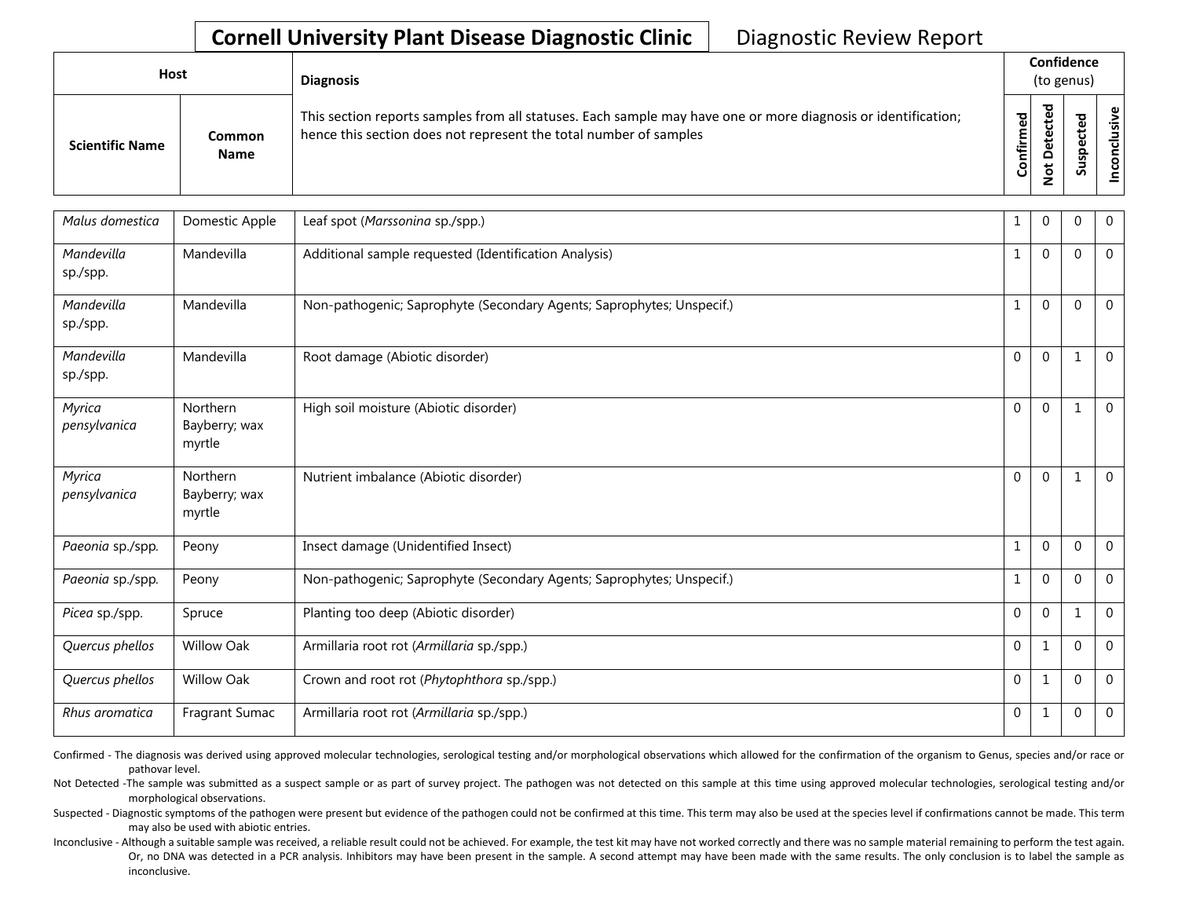**Cornell University Plant Disease Diagnostic Clinic** Diagnostic Review Report

| Host | | Diagnosis | Confidence (to genus) | | | |
|---|---|---|---|---|---|---|
| Scientific Name | Common Name | This section reports samples from all statuses. Each sample may have one or more diagnosis or identification; hence this section does not represent the total number of samples | Confirmed | Not Detected | Suspected | Inconclusive |
| *Malus domestica* | Domestic Apple | Leaf spot (*Marssonina* sp./spp.) | 1 | 0 | 0 | 0 |
| *Mandevilla* sp./spp. | Mandevilla | Additional sample requested (Identification Analysis) | 1 | 0 | 0 | 0 |
| *Mandevilla* sp./spp. | Mandevilla | Non-pathogenic; Saprophyte (Secondary Agents; Saprophytes; Unspecif.) | 1 | 0 | 0 | 0 |
| *Mandevilla* sp./spp. | Mandevilla | Root damage (Abiotic disorder) | 0 | 0 | 1 | 0 |
| *Myrica pensylvanica* | Northern Bayberry; wax myrtle | High soil moisture (Abiotic disorder) | 0 | 0 | 1 | 0 |
| *Myrica pensylvanica* | Northern Bayberry; wax myrtle | Nutrient imbalance (Abiotic disorder) | 0 | 0 | 1 | 0 |
| *Paeonia* sp./spp. | Peony | Insect damage (Unidentified Insect) | 1 | 0 | 0 | 0 |
| *Paeonia* sp./spp. | Peony | Non-pathogenic; Saprophyte (Secondary Agents; Saprophytes; Unspecif.) | 1 | 0 | 0 | 0 |
| *Picea* sp./spp. | Spruce | Planting too deep (Abiotic disorder) | 0 | 0 | 1 | 0 |
| *Quercus phellos* | Willow Oak | Armillaria root rot (*Armillaria* sp./spp.) | 0 | 1 | 0 | 0 |
| *Quercus phellos* | Willow Oak | Crown and root rot (*Phytophthora* sp./spp.) | 0 | 1 | 0 | 0 |
| *Rhus aromatica* | Fragrant Sumac | Armillaria root rot (*Armillaria* sp./spp.) | 0 | 1 | 0 | 0 |

Confirmed - The diagnosis was derived using approved molecular technologies, serological testing and/or morphological observations which allowed for the confirmation of the organism to Genus, species and/or race or pathovar level.

Not Detected -The sample was submitted as a suspect sample or as part of survey project. The pathogen was not detected on this sample at this time using approved molecular technologies, serological testing and/or morphological observations.

Suspected - Diagnostic symptoms of the pathogen were present but evidence of the pathogen could not be confirmed at this time. This term may also be used at the species level if confirmations cannot be made. This term may also be used with abiotic entries.

Inconclusive - Although a suitable sample was received, a reliable result could not be achieved. For example, the test kit may have not worked correctly and there was no sample material remaining to perform the test again. Or, no DNA was detected in a PCR analysis. Inhibitors may have been present in the sample. A second attempt may have been made with the same results. The only conclusion is to label the sample as inconclusive.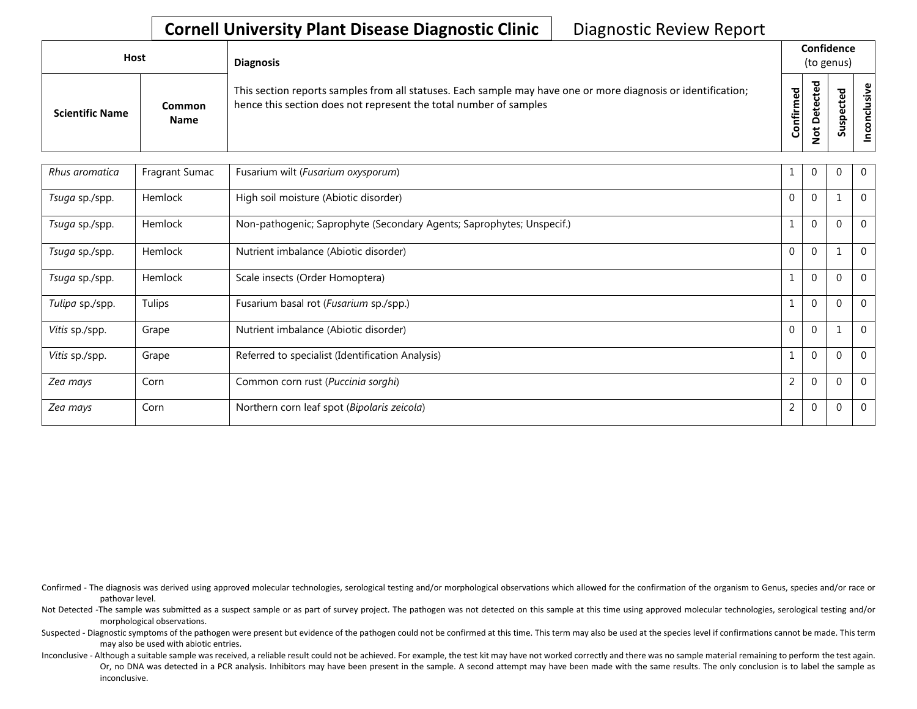# Cornell University Plant Disease Diagnostic Clinic — Diagnostic Review Report

| Host | | Diagnosis | Confidence (to genus) | | | |
|---|---|---|---|---|---|---|
| Scientific Name | Common Name | This section reports samples from all statuses. Each sample may have one or more diagnosis or identification; hence this section does not represent the total number of samples | Confirmed | Not Detected | Suspected | Inconclusive |
| *Rhus aromatica* | Fragrant Sumac | Fusarium wilt (*Fusarium oxysporum*) | 1 | 0 | 0 | 0 |
| *Tsuga* sp./spp. | Hemlock | High soil moisture (Abiotic disorder) | 0 | 0 | 1 | 0 |
| *Tsuga* sp./spp. | Hemlock | Non-pathogenic; Saprophyte (Secondary Agents; Saprophytes; Unspecif.) | 1 | 0 | 0 | 0 |
| *Tsuga* sp./spp. | Hemlock | Nutrient imbalance (Abiotic disorder) | 0 | 0 | 1 | 0 |
| *Tsuga* sp./spp. | Hemlock | Scale insects (Order Homoptera) | 1 | 0 | 0 | 0 |
| *Tulipa* sp./spp. | Tulips | Fusarium basal rot (*Fusarium* sp./spp.) | 1 | 0 | 0 | 0 |
| *Vitis* sp./spp. | Grape | Nutrient imbalance (Abiotic disorder) | 0 | 0 | 1 | 0 |
| *Vitis* sp./spp. | Grape | Referred to specialist (Identification Analysis) | 1 | 0 | 0 | 0 |
| *Zea mays* | Corn | Common corn rust (*Puccinia sorghi*) | 2 | 0 | 0 | 0 |
| *Zea mays* | Corn | Northern corn leaf spot (*Bipolaris zeicola*) | 2 | 0 | 0 | 0 |

Confirmed - The diagnosis was derived using approved molecular technologies, serological testing and/or morphological observations which allowed for the confirmation of the organism to Genus, species and/or race or pathovar level.

Not Detected -The sample was submitted as a suspect sample or as part of survey project. The pathogen was not detected on this sample at this time using approved molecular technologies, serological testing and/or morphological observations.

Suspected - Diagnostic symptoms of the pathogen were present but evidence of the pathogen could not be confirmed at this time. This term may also be used at the species level if confirmations cannot be made. This term may also be used with abiotic entries.

Inconclusive - Although a suitable sample was received, a reliable result could not be achieved. For example, the test kit may have not worked correctly and there was no sample material remaining to perform the test again. Or, no DNA was detected in a PCR analysis. Inhibitors may have been present in the sample. A second attempt may have been made with the same results. The only conclusion is to label the sample as inconclusive.